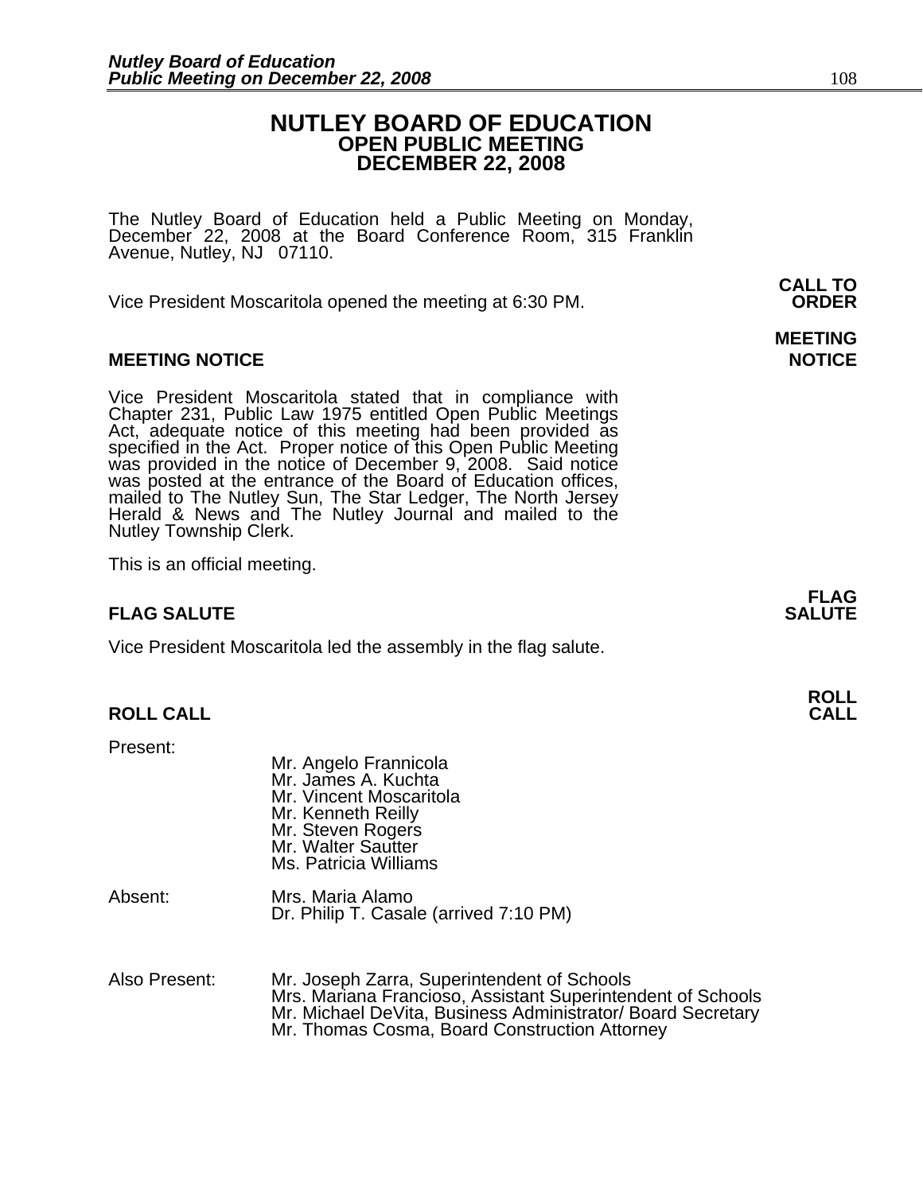# NUTLEY BOARD OF EDUCATION
## OPEN PUBLIC MEETING
## DECEMBER 22, 2008

The Nutley Board of Education held a Public Meeting on Monday, December 22, 2008 at the Board Conference Room, 315 Franklin Avenue, Nutley, NJ 07110.

**CALL TO ORDER**

Vice President Moscaritola opened the meeting at 6:30 PM.

**MEETING NOTICE**

Vice President Moscaritola stated that in compliance with Chapter 231, Public Law 1975 entitled Open Public Meetings Act, adequate notice of this meeting had been provided as specified in the Act. Proper notice of this Open Public Meeting was provided in the notice of December 9, 2008. Said notice was posted at the entrance of the Board of Education offices, mailed to The Nutley Sun, The Star Ledger, The North Jersey Herald & News and The Nutley Journal and mailed to the Nutley Township Clerk.

This is an official meeting.

**FLAG SALUTE**

Vice President Moscaritola led the assembly in the flag salute.

**ROLL CALL**

Present:
- Mr. Angelo Frannicola
- Mr. James A. Kuchta
- Mr. Vincent Moscaritola
- Mr. Kenneth Reilly
- Mr. Steven Rogers
- Mr. Walter Sautter
- Ms. Patricia Williams

Absent:
- Mrs. Maria Alamo
- Dr. Philip T. Casale (arrived 7:10 PM)

Also Present:
- Mr. Joseph Zarra, Superintendent of Schools
- Mrs. Mariana Francioso, Assistant Superintendent of Schools
- Mr. Michael DeVita, Business Administrator/ Board Secretary
- Mr. Thomas Cosma, Board Construction Attorney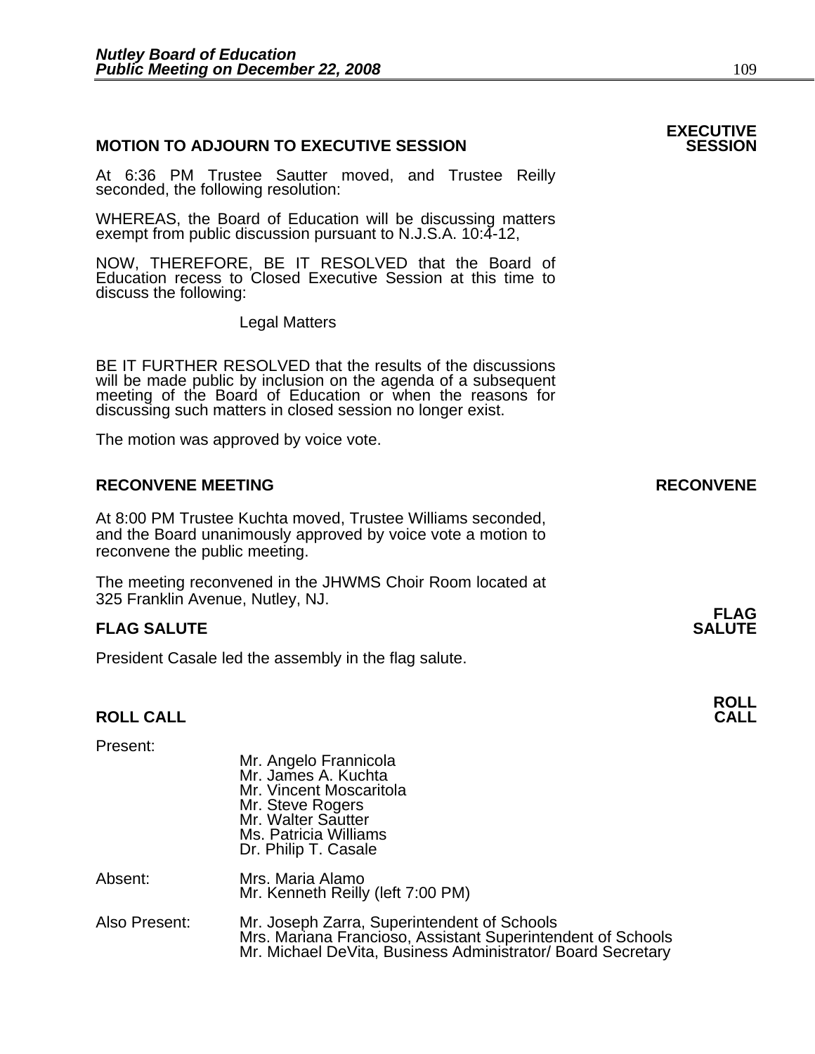**MOTION TO ADJOURN TO EXECUTIVE SESSION** **EXECUTIVE SESSION**

At 6:36 PM Trustee Sautter moved, and Trustee Reilly seconded, the following resolution:

WHEREAS, the Board of Education will be discussing matters exempt from public discussion pursuant to N.J.S.A. 10:4-12,

NOW, THEREFORE, BE IT RESOLVED that the Board of Education recess to Closed Executive Session at this time to discuss the following:

Legal Matters

BE IT FURTHER RESOLVED that the results of the discussions will be made public by inclusion on the agenda of a subsequent meeting of the Board of Education or when the reasons for discussing such matters in closed session no longer exist.

The motion was approved by voice vote.

**RECONVENE MEETING** **RECONVENE**

At 8:00 PM Trustee Kuchta moved, Trustee Williams seconded, and the Board unanimously approved by voice vote a motion to reconvene the public meeting.

The meeting reconvened in the JHWMS Choir Room located at 325 Franklin Avenue, Nutley, NJ.

**FLAG SALUTE** **FLAG SALUTE**

President Casale led the assembly in the flag salute.

**ROLL CALL** **ROLL CALL**

Present:

Mr. Angelo Frannicola
Mr. James A. Kuchta
Mr. Vincent Moscaritola
Mr. Steve Rogers
Mr. Walter Sautter
Ms. Patricia Williams
Dr. Philip T. Casale

Absent:

Mrs. Maria Alamo
Mr. Kenneth Reilly (left 7:00 PM)

Also Present:

Mr. Joseph Zarra, Superintendent of Schools
Mrs. Mariana Francioso, Assistant Superintendent of Schools
Mr. Michael DeVita, Business Administrator/ Board Secretary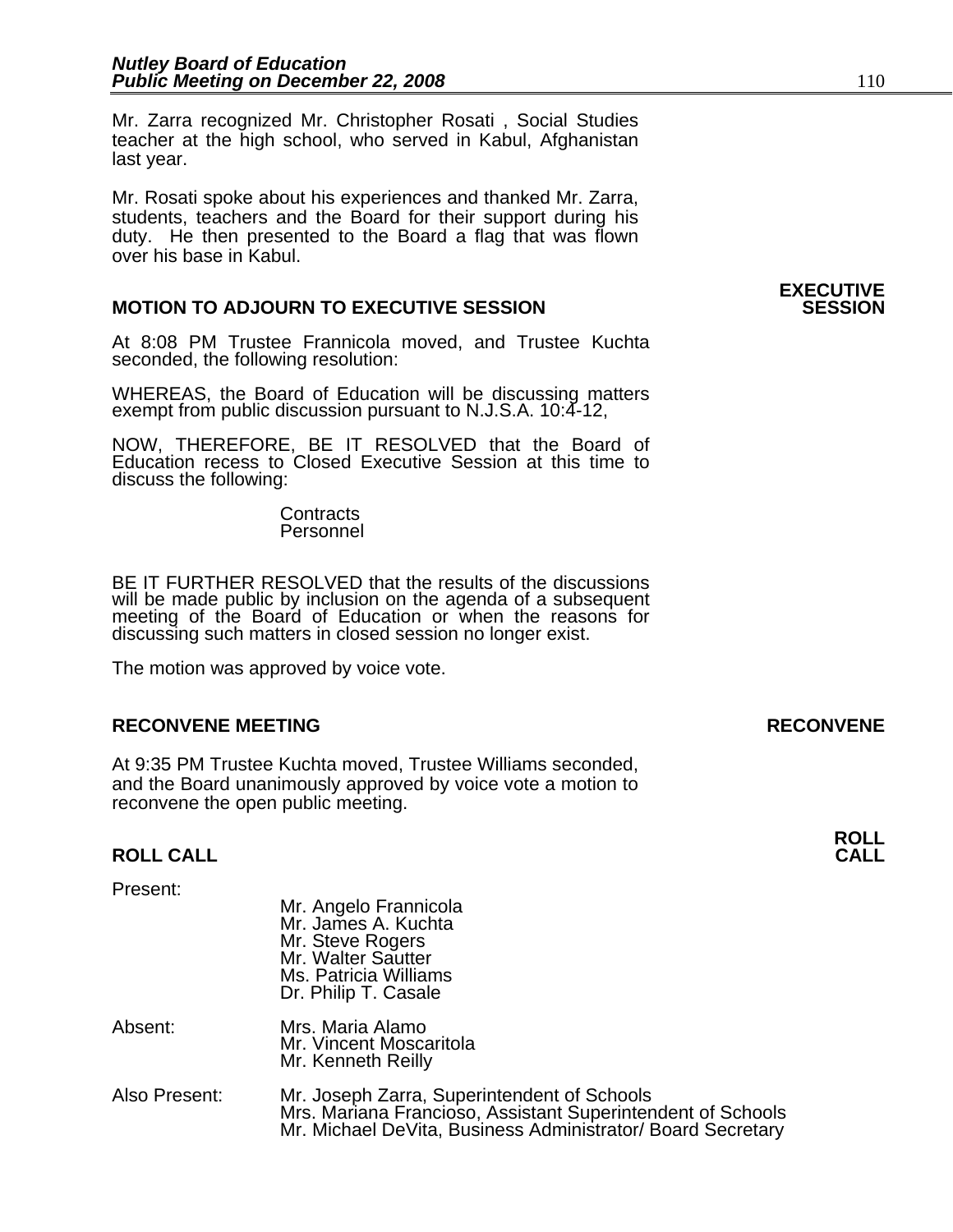Mr. Zarra recognized Mr. Christopher Rosati , Social Studies teacher at the high school, who served in Kabul, Afghanistan last year.

Mr. Rosati spoke about his experiences and thanked Mr. Zarra, students, teachers and the Board for their support during his duty. He then presented to the Board a flag that was flown over his base in Kabul.

**EXECUTIVE SESSION**

## MOTION TO ADJOURN TO EXECUTIVE SESSION

At 8:08 PM Trustee Frannicola moved, and Trustee Kuchta seconded, the following resolution:

WHEREAS, the Board of Education will be discussing matters exempt from public discussion pursuant to N.J.S.A. 10:4-12,

NOW, THEREFORE, BE IT RESOLVED that the Board of Education recess to Closed Executive Session at this time to discuss the following:

Contracts
Personnel

BE IT FURTHER RESOLVED that the results of the discussions will be made public by inclusion on the agenda of a subsequent meeting of the Board of Education or when the reasons for discussing such matters in closed session no longer exist.

The motion was approved by voice vote.

**RECONVENE**

## RECONVENE MEETING

At 9:35 PM Trustee Kuchta moved, Trustee Williams seconded, and the Board unanimously approved by voice vote a motion to reconvene the open public meeting.

**ROLL CALL**

## ROLL CALL

Present:
Mr. Angelo Frannicola
Mr. James A. Kuchta
Mr. Steve Rogers
Mr. Walter Sautter
Ms. Patricia Williams
Dr. Philip T. Casale

Absent:
Mrs. Maria Alamo
Mr. Vincent Moscaritola
Mr. Kenneth Reilly

Also Present:
Mr. Joseph Zarra, Superintendent of Schools
Mrs. Mariana Francioso, Assistant Superintendent of Schools
Mr. Michael DeVita, Business Administrator/ Board Secretary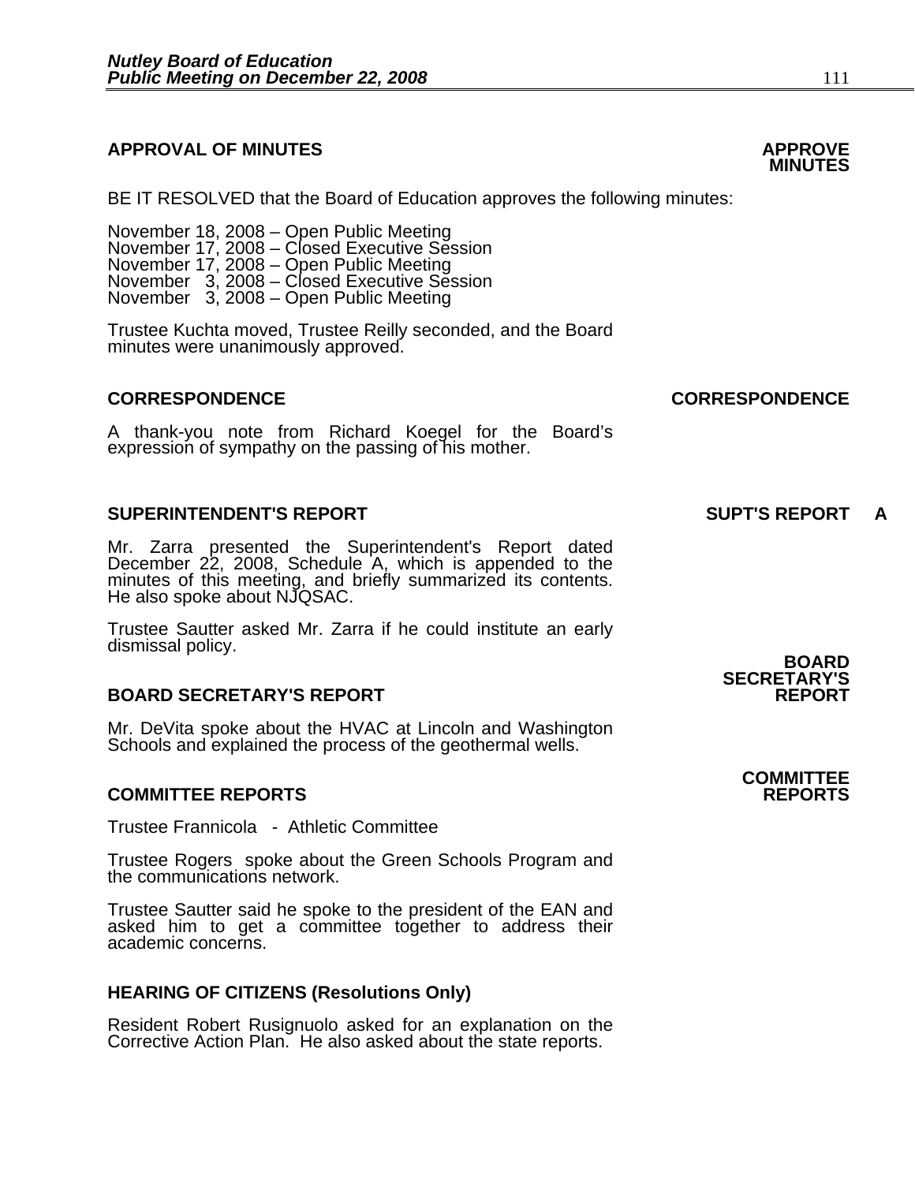## APPROVAL OF MINUTES

**APPROVE MINUTES**

BE IT RESOLVED that the Board of Education approves the following minutes:

November 18, 2008 – Open Public Meeting
November 17, 2008 – Closed Executive Session
November 17, 2008 – Open Public Meeting
November 3, 2008 – Closed Executive Session
November 3, 2008 – Open Public Meeting

Trustee Kuchta moved, Trustee Reilly seconded, and the Board minutes were unanimously approved.

## CORRESPONDENCE

**CORRESPONDENCE**

A thank-you note from Richard Koegel for the Board's expression of sympathy on the passing of his mother.

## SUPERINTENDENT'S REPORT

**SUPT'S REPORT A**

Mr. Zarra presented the Superintendent's Report dated December 22, 2008, Schedule A, which is appended to the minutes of this meeting, and briefly summarized its contents. He also spoke about NJQSAC.

Trustee Sautter asked Mr. Zarra if he could institute an early dismissal policy.

## BOARD SECRETARY'S REPORT

**BOARD SECRETARY'S REPORT**

Mr. DeVita spoke about the HVAC at Lincoln and Washington Schools and explained the process of the geothermal wells.

## COMMITTEE REPORTS

**COMMITTEE REPORTS**

Trustee Frannicola - Athletic Committee

Trustee Rogers spoke about the Green Schools Program and the communications network.

Trustee Sautter said he spoke to the president of the EAN and asked him to get a committee together to address their academic concerns.

## HEARING OF CITIZENS (Resolutions Only)

Resident Robert Rusignuolo asked for an explanation on the Corrective Action Plan. He also asked about the state reports.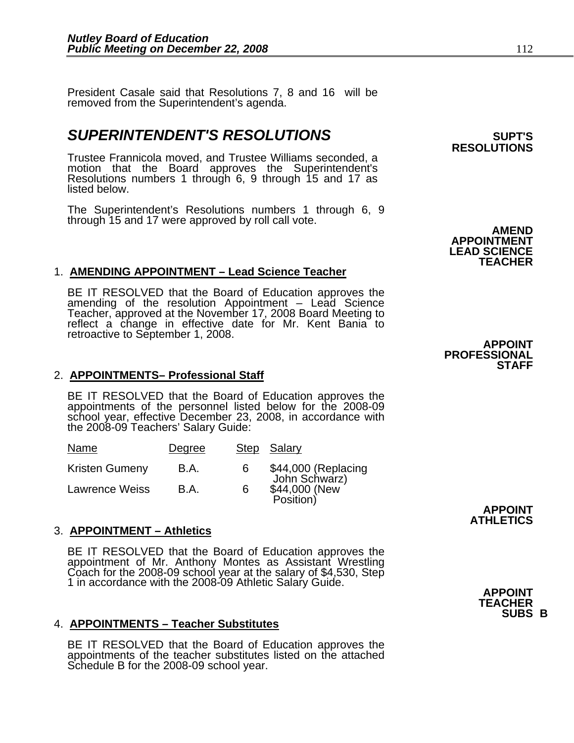President Casale said that Resolutions 7, 8 and 16 will be removed from the Superintendent's agenda.

## *SUPERINTENDENT'S RESOLUTIONS*

**SUPT'S RESOLUTIONS**

Trustee Frannicola moved, and Trustee Williams seconded, a motion that the Board approves the Superintendent's Resolutions numbers 1 through 6, 9 through 15 and 17 as listed below.

The Superintendent's Resolutions numbers 1 through 6, 9 through 15 and 17 were approved by roll call vote.

**AMEND APPOINTMENT LEAD SCIENCE TEACHER**

1. **AMENDING APPOINTMENT – Lead Science Teacher**

   BE IT RESOLVED that the Board of Education approves the amending of the resolution Appointment – Lead Science Teacher, approved at the November 17, 2008 Board Meeting to reflect a change in effective date for Mr. Kent Bania to retroactive to September 1, 2008.

**APPOINT PROFESSIONAL STAFF**

2. **APPOINTMENTS– Professional Staff**

   BE IT RESOLVED that the Board of Education approves the appointments of the personnel listed below for the 2008-09 school year, effective December 23, 2008, in accordance with the 2008-09 Teachers' Salary Guide:

| Name | Degree | Step | Salary |
|---|---|---|---|
| Kristen Gumeny | B.A. | 6 | $44,000 (Replacing John Schwarz) |
| Lawrence Weiss | B.A. | 6 | $44,000 (New Position) |

**APPOINT ATHLETICS**

3. **APPOINTMENT – Athletics**

   BE IT RESOLVED that the Board of Education approves the appointment of Mr. Anthony Montes as Assistant Wrestling Coach for the 2008-09 school year at the salary of $4,530, Step 1 in accordance with the 2008-09 Athletic Salary Guide.

**APPOINT TEACHER SUBS B**

4. **APPOINTMENTS – Teacher Substitutes**

   BE IT RESOLVED that the Board of Education approves the appointments of the teacher substitutes listed on the attached Schedule B for the 2008-09 school year.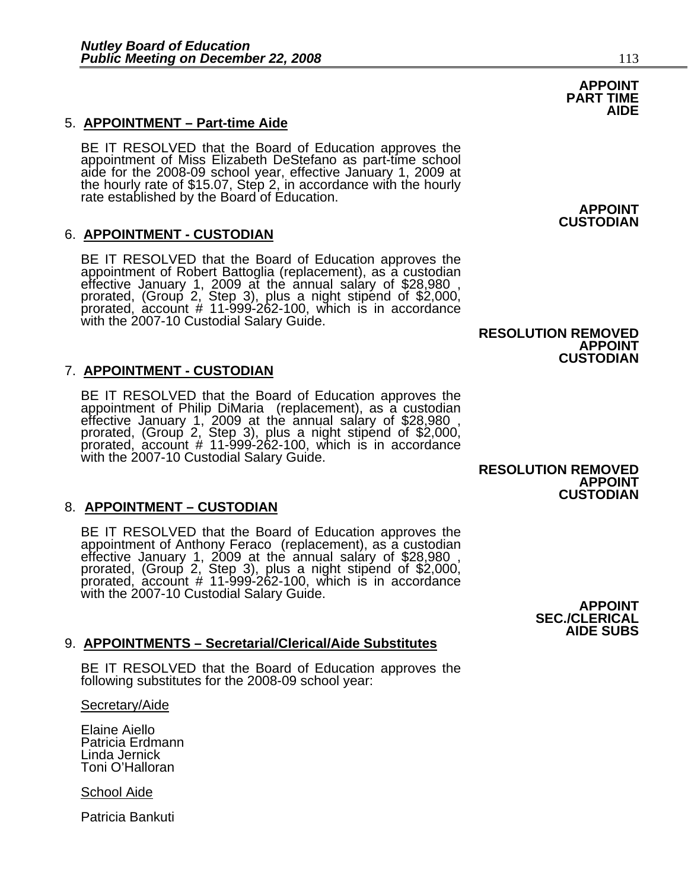**APPOINT PART TIME AIDE**

5. **APPOINTMENT – Part-time Aide**

BE IT RESOLVED that the Board of Education approves the appointment of Miss Elizabeth DeStefano as part-time school aide for the 2008-09 school year, effective January 1, 2009 at the hourly rate of $15.07, Step 2, in accordance with the hourly rate established by the Board of Education.

**APPOINT CUSTODIAN**

6. **APPOINTMENT - CUSTODIAN**

BE IT RESOLVED that the Board of Education approves the appointment of Robert Battoglia (replacement), as a custodian effective January 1, 2009 at the annual salary of $28,980 , prorated, (Group 2, Step 3), plus a night stipend of $2,000, prorated, account # 11-999-262-100, which is in accordance with the 2007-10 Custodial Salary Guide.

**RESOLUTION REMOVED**

**APPOINT CUSTODIAN**

7. **APPOINTMENT - CUSTODIAN**

BE IT RESOLVED that the Board of Education approves the appointment of Philip DiMaria (replacement), as a custodian effective January 1, 2009 at the annual salary of $28,980 , prorated, (Group 2, Step 3), plus a night stipend of $2,000, prorated, account # 11-999-262-100, which is in accordance with the 2007-10 Custodial Salary Guide.

**RESOLUTION REMOVED**

**APPOINT CUSTODIAN**

8. **APPOINTMENT – CUSTODIAN**

BE IT RESOLVED that the Board of Education approves the appointment of Anthony Feraco (replacement), as a custodian effective January 1, 2009 at the annual salary of $28,980 , prorated, (Group 2, Step 3), plus a night stipend of $2,000, prorated, account # 11-999-262-100, which is in accordance with the 2007-10 Custodial Salary Guide.

**APPOINT SEC./CLERICAL AIDE SUBS**

9. **APPOINTMENTS – Secretarial/Clerical/Aide Substitutes**

BE IT RESOLVED that the Board of Education approves the following substitutes for the 2008-09 school year:

Secretary/Aide

Elaine Aiello
Patricia Erdmann
Linda Jernick
Toni O'Halloran

School Aide

Patricia Bankuti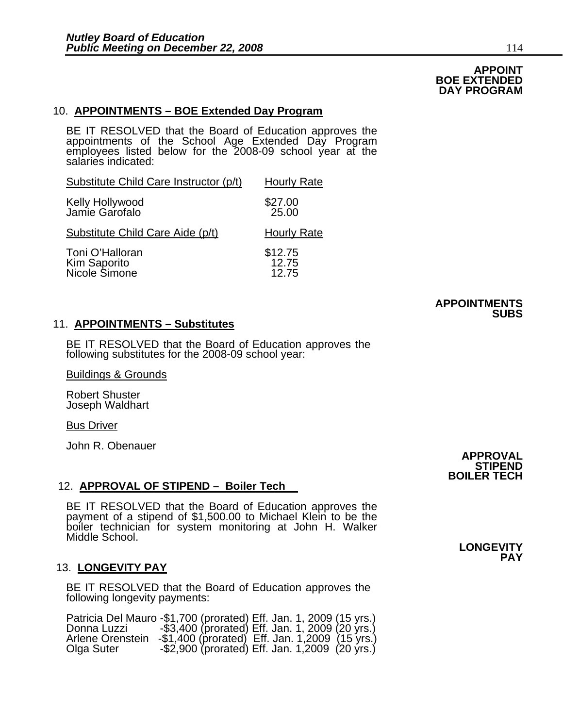**APPOINT BOE EXTENDED DAY PROGRAM**

10. **APPOINTMENTS – BOE Extended Day Program**

BE IT RESOLVED that the Board of Education approves the appointments of the School Age Extended Day Program employees listed below for the 2008-09 school year at the salaries indicated:

| Substitute Child Care Instructor (p/t) | Hourly Rate |
|---|---|
| Kelly Hollywood | \$27.00 |
| Jamie Garofalo | 25.00 |

| Substitute Child Care Aide (p/t) | Hourly Rate |
|---|---|
| Toni O'Halloran | \$12.75 |
| Kim Saporito | 12.75 |
| Nicole Simone | 12.75 |

**APPOINTMENTS SUBS**

11. **APPOINTMENTS – Substitutes**

BE IT RESOLVED that the Board of Education approves the following substitutes for the 2008-09 school year:

Buildings & Grounds

Robert Shuster
Joseph Waldhart

Bus Driver

John R. Obenauer

**APPROVAL STIPEND BOILER TECH**

12. **APPROVAL OF STIPEND – Boiler Tech**

BE IT RESOLVED that the Board of Education approves the payment of a stipend of \$1,500.00 to Michael Klein to be the boiler technician for system monitoring at John H. Walker Middle School.

**LONGEVITY PAY**

13. **LONGEVITY PAY**

BE IT RESOLVED that the Board of Education approves the following longevity payments:

Patricia Del Mauro -\$1,700 (prorated) Eff. Jan. 1, 2009 (15 yrs.)
Donna Luzzi -\$3,400 (prorated) Eff. Jan. 1, 2009 (20 yrs.)
Arlene Orenstein -\$1,400 (prorated) Eff. Jan. 1,2009 (15 yrs.)
Olga Suter -\$2,900 (prorated) Eff. Jan. 1,2009 (20 yrs.)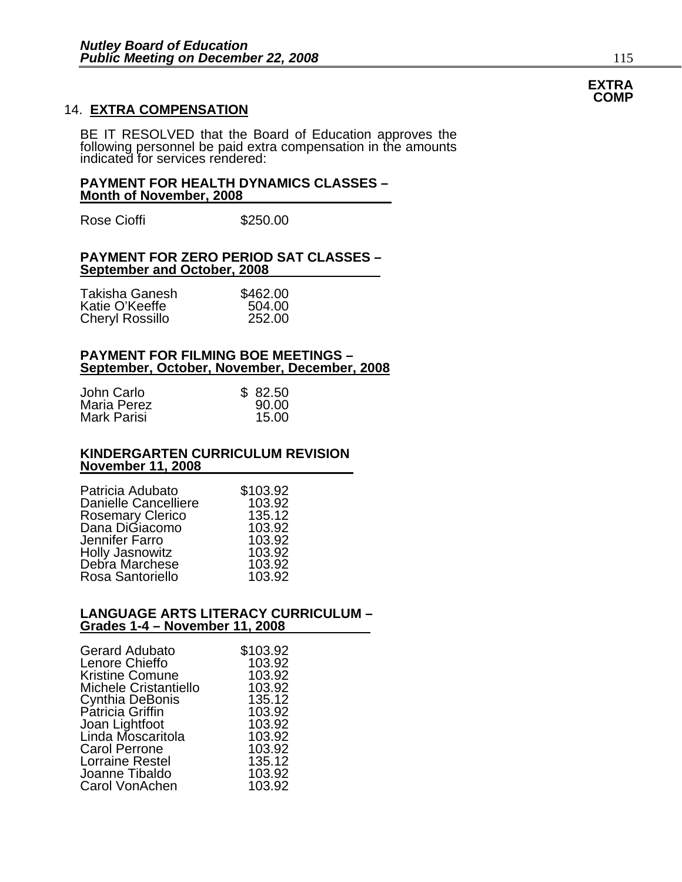**EXTRA COMP**

14. **EXTRA COMPENSATION**

BE IT RESOLVED that the Board of Education approves the following personnel be paid extra compensation in the amounts indicated for services rendered:

**PAYMENT FOR HEALTH DYNAMICS CLASSES – Month of November, 2008**

| | |
|---|---|
| Rose Cioffi | $250.00 |

**PAYMENT FOR ZERO PERIOD SAT CLASSES – September and October, 2008**

| | |
|---|---|
| Takisha Ganesh | $462.00 |
| Katie O'Keeffe | 504.00 |
| Cheryl Rossillo | 252.00 |

**PAYMENT FOR FILMING BOE MEETINGS – September, October, November, December, 2008**

| | |
|---|---|
| John Carlo | $ 82.50 |
| Maria Perez | 90.00 |
| Mark Parisi | 15.00 |

**KINDERGARTEN CURRICULUM REVISION November 11, 2008**

| | |
|---|---|
| Patricia Adubato | $103.92 |
| Danielle Cancelliere | 103.92 |
| Rosemary Clerico | 135.12 |
| Dana DiGiacomo | 103.92 |
| Jennifer Farro | 103.92 |
| Holly Jasnowitz | 103.92 |
| Debra Marchese | 103.92 |
| Rosa Santoriello | 103.92 |

**LANGUAGE ARTS LITERACY CURRICULUM – Grades 1-4 – November 11, 2008**

| | |
|---|---|
| Gerard Adubato | $103.92 |
| Lenore Chieffo | 103.92 |
| Kristine Comune | 103.92 |
| Michele Cristantiello | 103.92 |
| Cynthia DeBonis | 135.12 |
| Patricia Griffin | 103.92 |
| Joan Lightfoot | 103.92 |
| Linda Moscaritola | 103.92 |
| Carol Perrone | 103.92 |
| Lorraine Restel | 135.12 |
| Joanne Tibaldo | 103.92 |
| Carol VonAchen | 103.92 |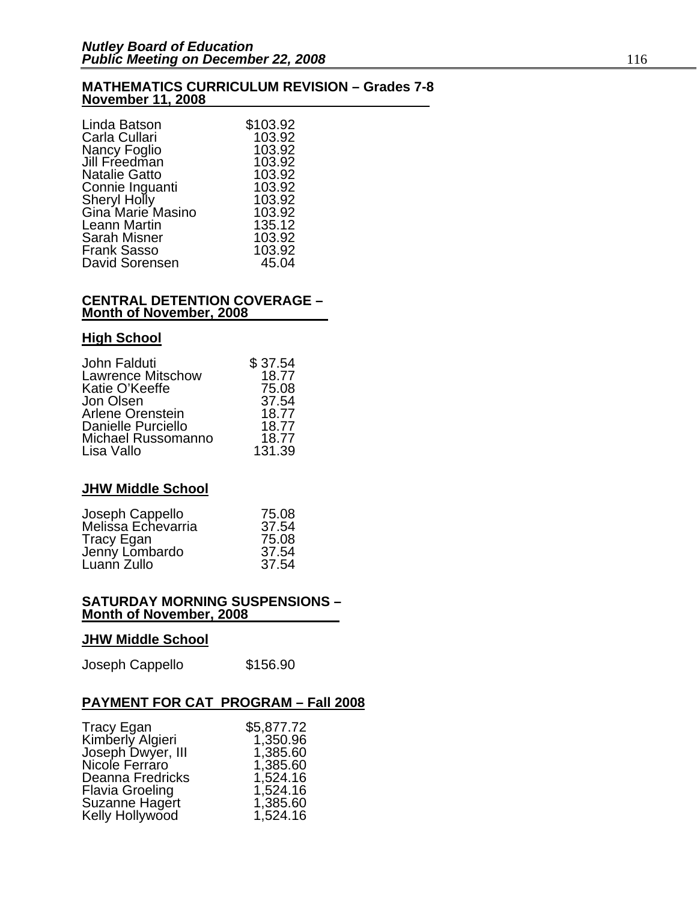## MATHEMATICS CURRICULUM REVISION – Grades 7-8 November 11, 2008

| | |
|---|---|
| Linda Batson | $103.92 |
| Carla Cullari | 103.92 |
| Nancy Foglio | 103.92 |
| Jill Freedman | 103.92 |
| Natalie Gatto | 103.92 |
| Connie Inguanti | 103.92 |
| Sheryl Holly | 103.92 |
| Gina Marie Masino | 103.92 |
| Leann Martin | 135.12 |
| Sarah Misner | 103.92 |
| Frank Sasso | 103.92 |
| David Sorensen | 45.04 |

## CENTRAL DETENTION COVERAGE – Month of November, 2008

### High School

| | |
|---|---|
| John Falduti | $ 37.54 |
| Lawrence Mitschow | 18.77 |
| Katie O'Keeffe | 75.08 |
| Jon Olsen | 37.54 |
| Arlene Orenstein | 18.77 |
| Danielle Purciello | 18.77 |
| Michael Russomanno | 18.77 |
| Lisa Vallo | 131.39 |

### JHW Middle School

| | |
|---|---|
| Joseph Cappello | 75.08 |
| Melissa Echevarria | 37.54 |
| Tracy Egan | 75.08 |
| Jenny Lombardo | 37.54 |
| Luann Zullo | 37.54 |

## SATURDAY MORNING SUSPENSIONS – Month of November, 2008

### JHW Middle School

| | |
|---|---|
| Joseph Cappello | $156.90 |

## PAYMENT FOR CAT PROGRAM – Fall 2008

| | |
|---|---|
| Tracy Egan | $5,877.72 |
| Kimberly Algieri | 1,350.96 |
| Joseph Dwyer, III | 1,385.60 |
| Nicole Ferraro | 1,385.60 |
| Deanna Fredricks | 1,524.16 |
| Flavia Groeling | 1,524.16 |
| Suzanne Hagert | 1,385.60 |
| Kelly Hollywood | 1,524.16 |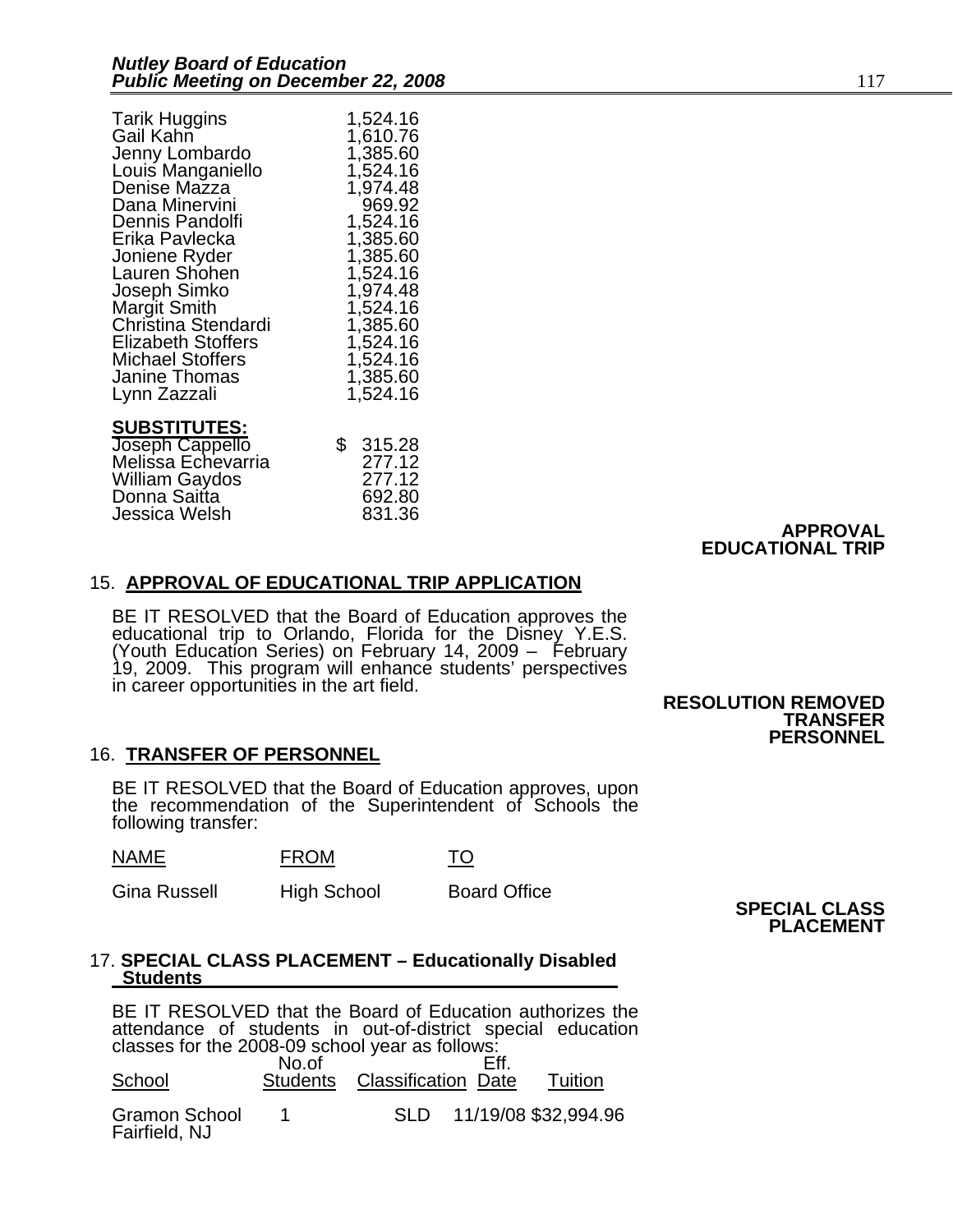| | |
|---|---|
| Tarik Huggins | 1,524.16 |
| Gail Kahn | 1,610.76 |
| Jenny Lombardo | 1,385.60 |
| Louis Manganiello | 1,524.16 |
| Denise Mazza | 1,974.48 |
| Dana Minervini | 969.92 |
| Dennis Pandolfi | 1,524.16 |
| Erika Pavlecka | 1,385.60 |
| Joniene Ryder | 1,385.60 |
| Lauren Shohen | 1,524.16 |
| Joseph Simko | 1,974.48 |
| Margit Smith | 1,524.16 |
| Christina Stendardi | 1,385.60 |
| Elizabeth Stoffers | 1,524.16 |
| Michael Stoffers | 1,524.16 |
| Janine Thomas | 1,385.60 |
| Lynn Zazzali | 1,524.16 |

**SUBSTITUTES:**

| | |
|---|---|
| Joseph Cappello | $ 315.28 |
| Melissa Echevarria | 277.12 |
| William Gaydos | 277.12 |
| Donna Saitta | 692.80 |
| Jessica Welsh | 831.36 |

**APPROVAL EDUCATIONAL TRIP**

15. **APPROVAL OF EDUCATIONAL TRIP APPLICATION**

BE IT RESOLVED that the Board of Education approves the educational trip to Orlando, Florida for the Disney Y.E.S. (Youth Education Series) on February 14, 2009 – February 19, 2009. This program will enhance students' perspectives in career opportunities in the art field.

**RESOLUTION REMOVED**

**TRANSFER PERSONNEL**

16. **TRANSFER OF PERSONNEL**

BE IT RESOLVED that the Board of Education approves, upon the recommendation of the Superintendent of Schools the following transfer:

| NAME | FROM | TO |
|---|---|---|
| Gina Russell | High School | Board Office |

**SPECIAL CLASS PLACEMENT**

17. **SPECIAL CLASS PLACEMENT – Educationally Disabled Students**

BE IT RESOLVED that the Board of Education authorizes the attendance of students in out-of-district special education classes for the 2008-09 school year as follows:

| School | No.of Students | Classification | Eff. Date | Tuition |
|---|---|---|---|---|
| Gramon School Fairfield, NJ | 1 | SLD | 11/19/08 | $32,994.96 |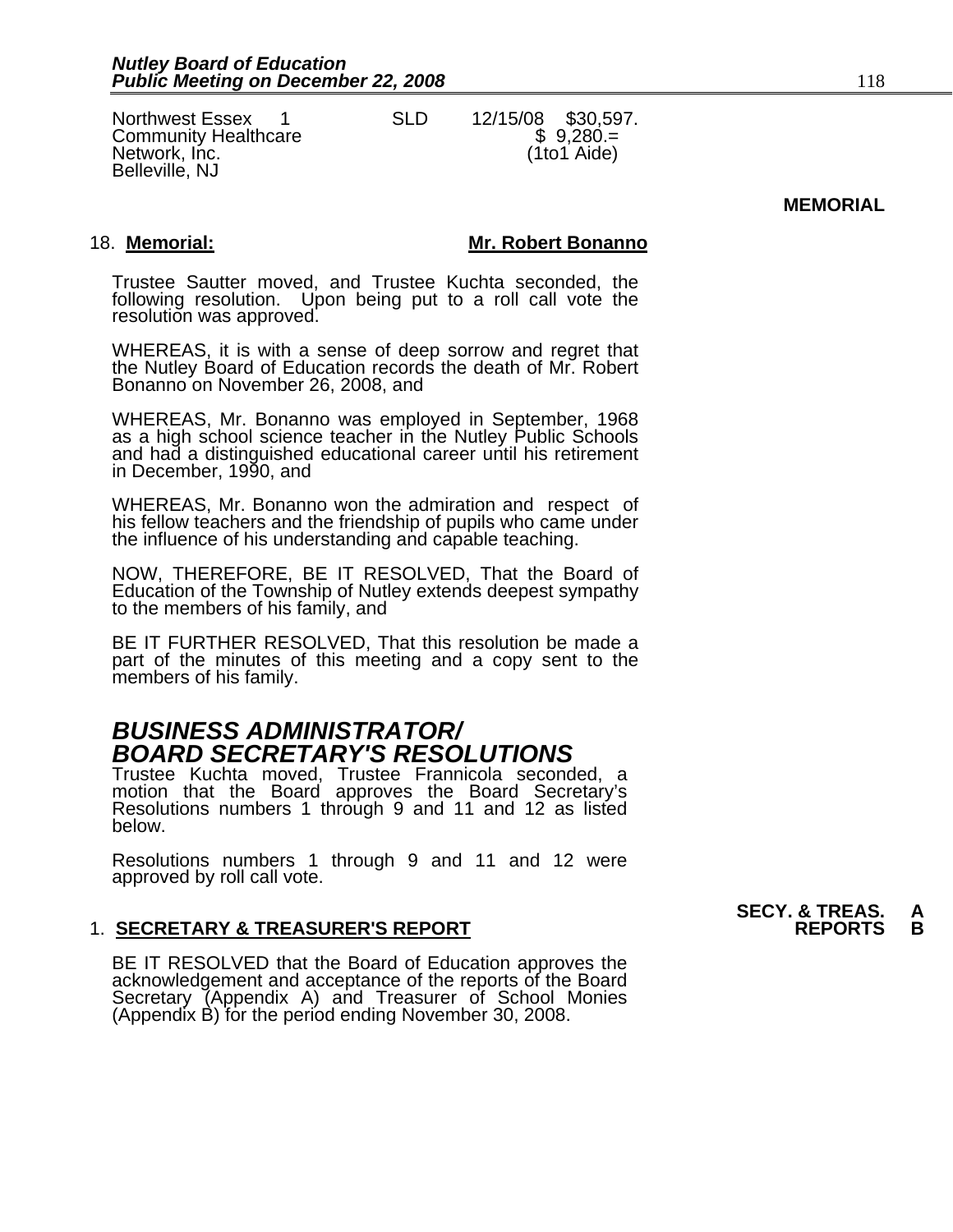| | | | | |
|---|---|---|---|---|
| Northwest Essex Community Healthcare Network, Inc. Belleville, NJ | 1 | SLD | 12/15/08 | $30,597. $ 9,280.= (1to1 Aide) |

**MEMORIAL**

18. **Memorial:** **Mr. Robert Bonanno**

Trustee Sautter moved, and Trustee Kuchta seconded, the following resolution. Upon being put to a roll call vote the resolution was approved.

WHEREAS, it is with a sense of deep sorrow and regret that the Nutley Board of Education records the death of Mr. Robert Bonanno on November 26, 2008, and

WHEREAS, Mr. Bonanno was employed in September, 1968 as a high school science teacher in the Nutley Public Schools and had a distinguished educational career until his retirement in December, 1990, and

WHEREAS, Mr. Bonanno won the admiration and respect of his fellow teachers and the friendship of pupils who came under the influence of his understanding and capable teaching.

NOW, THEREFORE, BE IT RESOLVED, That the Board of Education of the Township of Nutley extends deepest sympathy to the members of his family, and

BE IT FURTHER RESOLVED, That this resolution be made a part of the minutes of this meeting and a copy sent to the members of his family.

## *BUSINESS ADMINISTRATOR/ BOARD SECRETARY'S RESOLUTIONS*

Trustee Kuchta moved, Trustee Frannicola seconded, a motion that the Board approves the Board Secretary's Resolutions numbers 1 through 9 and 11 and 12 as listed below.

Resolutions numbers 1 through 9 and 11 and 12 were approved by roll call vote.

**SECY. & TREAS. REPORTS A B**

1. **SECRETARY & TREASURER'S REPORT**

BE IT RESOLVED that the Board of Education approves the acknowledgement and acceptance of the reports of the Board Secretary (Appendix A) and Treasurer of School Monies (Appendix B) for the period ending November 30, 2008.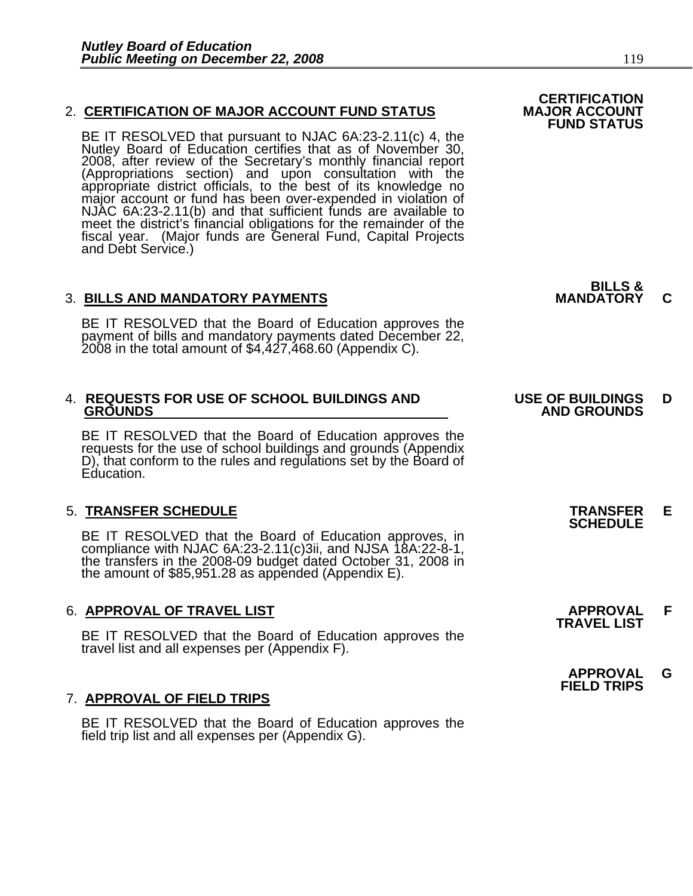2. **CERTIFICATION OF MAJOR ACCOUNT FUND STATUS**

**CERTIFICATION MAJOR ACCOUNT FUND STATUS**

BE IT RESOLVED that pursuant to NJAC 6A:23-2.11(c) 4, the Nutley Board of Education certifies that as of November 30, 2008, after review of the Secretary's monthly financial report (Appropriations section) and upon consultation with the appropriate district officials, to the best of its knowledge no major account or fund has been over-expended in violation of NJAC 6A:23-2.11(b) and that sufficient funds are available to meet the district's financial obligations for the remainder of the fiscal year. (Major funds are General Fund, Capital Projects and Debt Service.)

3. **BILLS AND MANDATORY PAYMENTS**

**BILLS & MANDATORY C**

BE IT RESOLVED that the Board of Education approves the payment of bills and mandatory payments dated December 22, 2008 in the total amount of $4,427,468.60 (Appendix C).

4. **REQUESTS FOR USE OF SCHOOL BUILDINGS AND GROUNDS**

**USE OF BUILDINGS AND GROUNDS D**

BE IT RESOLVED that the Board of Education approves the requests for the use of school buildings and grounds (Appendix D), that conform to the rules and regulations set by the Board of Education.

5. **TRANSFER SCHEDULE**

**TRANSFER SCHEDULE E**

BE IT RESOLVED that the Board of Education approves, in compliance with NJAC 6A:23-2.11(c)3ii, and NJSA 18A:22-8-1, the transfers in the 2008-09 budget dated October 31, 2008 in the amount of $85,951.28 as appended (Appendix E).

6. **APPROVAL OF TRAVEL LIST**

**APPROVAL TRAVEL LIST F**

BE IT RESOLVED that the Board of Education approves the travel list and all expenses per (Appendix F).

**APPROVAL FIELD TRIPS G**

7. **APPROVAL OF FIELD TRIPS**

BE IT RESOLVED that the Board of Education approves the field trip list and all expenses per (Appendix G).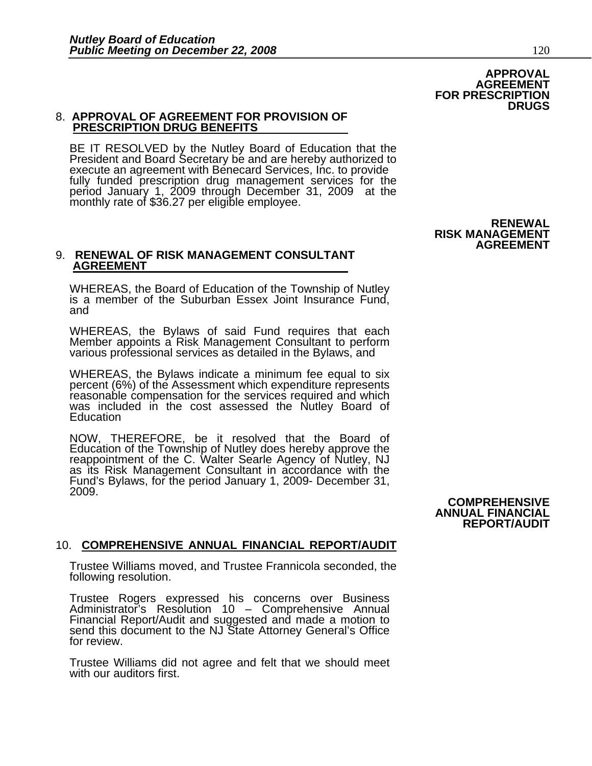**APPROVAL AGREEMENT FOR PRESCRIPTION DRUGS**

8. **APPROVAL OF AGREEMENT FOR PROVISION OF PRESCRIPTION DRUG BENEFITS**

BE IT RESOLVED by the Nutley Board of Education that the President and Board Secretary be and are hereby authorized to execute an agreement with Benecard Services, Inc. to provide fully funded prescription drug management services for the period January 1, 2009 through December 31, 2009 at the monthly rate of $36.27 per eligible employee.

**RENEWAL RISK MANAGEMENT AGREEMENT**

9. **RENEWAL OF RISK MANAGEMENT CONSULTANT AGREEMENT**

WHEREAS, the Board of Education of the Township of Nutley is a member of the Suburban Essex Joint Insurance Fund, and

WHEREAS, the Bylaws of said Fund requires that each Member appoints a Risk Management Consultant to perform various professional services as detailed in the Bylaws, and

WHEREAS, the Bylaws indicate a minimum fee equal to six percent (6%) of the Assessment which expenditure represents reasonable compensation for the services required and which was included in the cost assessed the Nutley Board of Education

NOW, THEREFORE, be it resolved that the Board of Education of the Township of Nutley does hereby approve the reappointment of the C. Walter Searle Agency of Nutley, NJ as its Risk Management Consultant in accordance with the Fund's Bylaws, for the period January 1, 2009- December 31, 2009.

**COMPREHENSIVE ANNUAL FINANCIAL REPORT/AUDIT**

10. **COMPREHENSIVE ANNUAL FINANCIAL REPORT/AUDIT**

Trustee Williams moved, and Trustee Frannicola seconded, the following resolution.

Trustee Rogers expressed his concerns over Business Administrator's Resolution 10 – Comprehensive Annual Financial Report/Audit and suggested and made a motion to send this document to the NJ State Attorney General's Office for review.

Trustee Williams did not agree and felt that we should meet with our auditors first.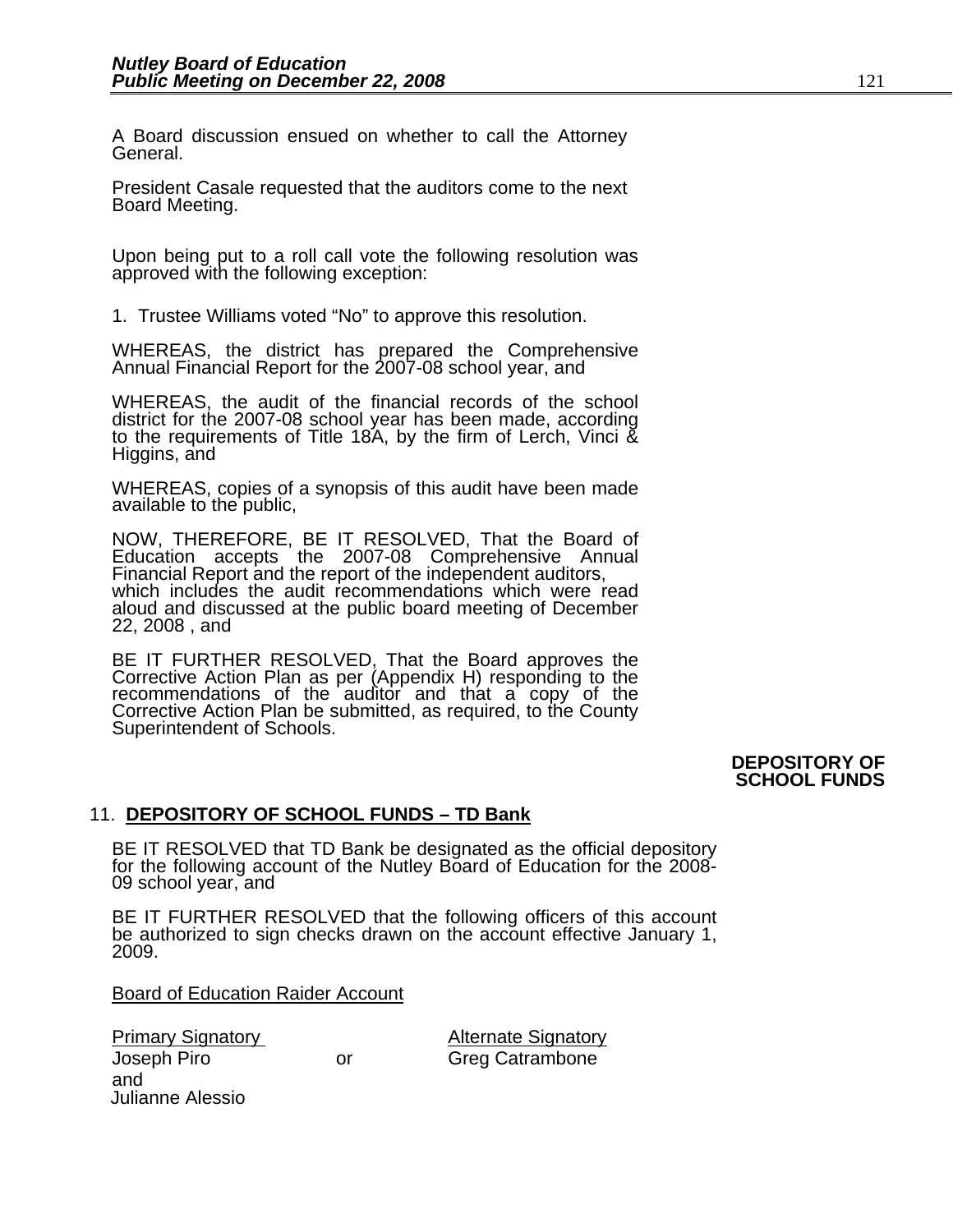A Board discussion ensued on whether to call the Attorney General.

President Casale requested that the auditors come to the next Board Meeting.

Upon being put to a roll call vote the following resolution was approved with the following exception:

1. Trustee Williams voted "No" to approve this resolution.

WHEREAS, the district has prepared the Comprehensive Annual Financial Report for the 2007-08 school year, and

WHEREAS, the audit of the financial records of the school district for the 2007-08 school year has been made, according to the requirements of Title 18A, by the firm of Lerch, Vinci & Higgins, and

WHEREAS, copies of a synopsis of this audit have been made available to the public,

NOW, THEREFORE, BE IT RESOLVED, That the Board of Education accepts the 2007-08 Comprehensive Annual Financial Report and the report of the independent auditors, which includes the audit recommendations which were read aloud and discussed at the public board meeting of December 22, 2008 , and

BE IT FURTHER RESOLVED, That the Board approves the Corrective Action Plan as per (Appendix H) responding to the recommendations of the auditor and that a copy of the Corrective Action Plan be submitted, as required, to the County Superintendent of Schools.

**DEPOSITORY OF SCHOOL FUNDS**

11. **DEPOSITORY OF SCHOOL FUNDS – TD Bank**

BE IT RESOLVED that TD Bank be designated as the official depository for the following account of the Nutley Board of Education for the 2008-09 school year, and

BE IT FURTHER RESOLVED that the following officers of this account be authorized to sign checks drawn on the account effective January 1, 2009.

Board of Education Raider Account

| Primary Signatory | | Alternate Signatory |
|---|---|---|
| Joseph Piro | or | Greg Catrambone |
| and | | |
| Julianne Alessio | | |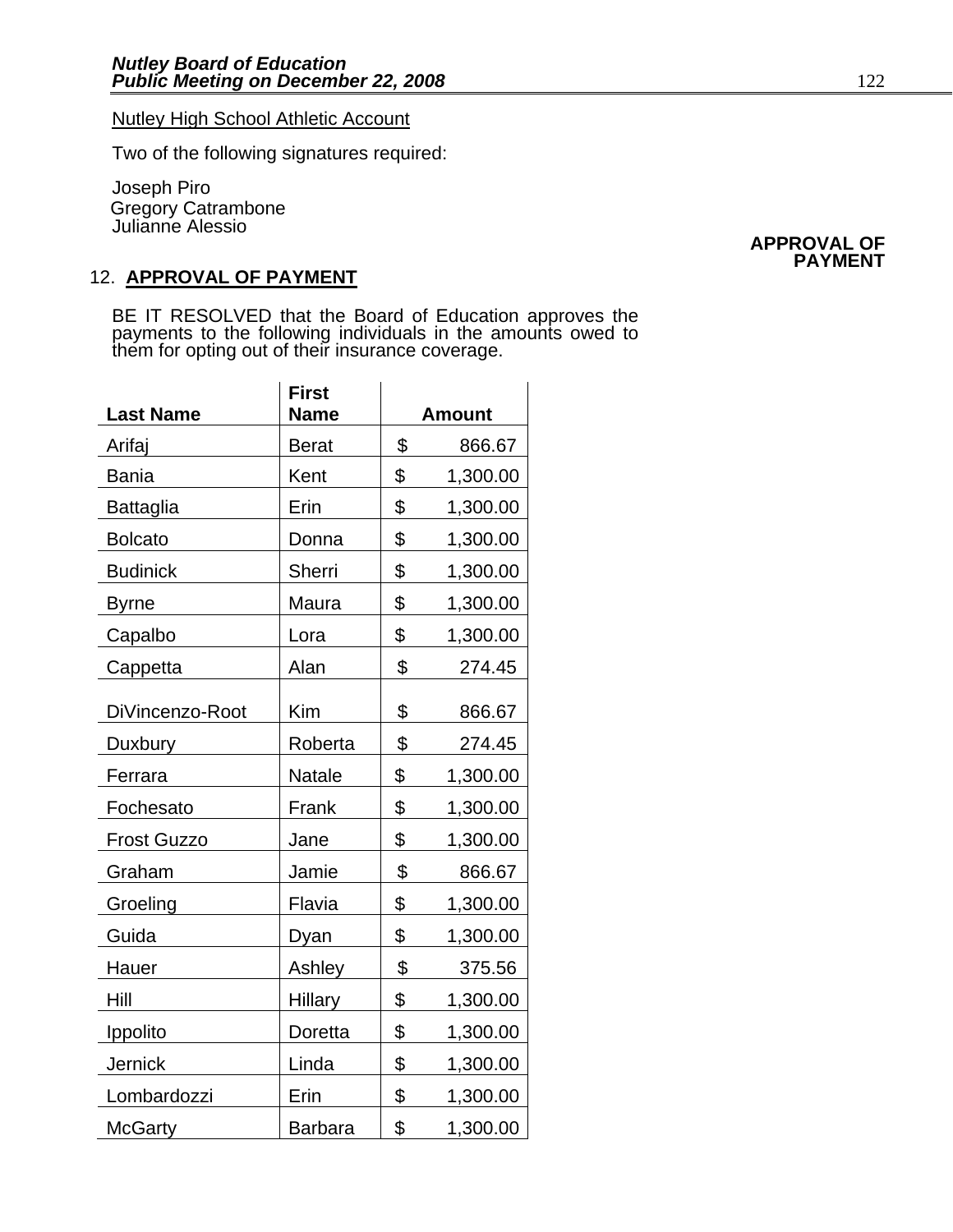Nutley High School Athletic Account

Two of the following signatures required:

Joseph Piro
Gregory Catrambone
Julianne Alessio

**APPROVAL OF PAYMENT**

12. **APPROVAL OF PAYMENT**

BE IT RESOLVED that the Board of Education approves the payments to the following individuals in the amounts owed to them for opting out of their insurance coverage.

| Last Name | First Name | Amount |
|---|---|---|
| Arifaj | Berat | $ 866.67 |
| Bania | Kent | $ 1,300.00 |
| Battaglia | Erin | $ 1,300.00 |
| Bolcato | Donna | $ 1,300.00 |
| Budinick | Sherri | $ 1,300.00 |
| Byrne | Maura | $ 1,300.00 |
| Capalbo | Lora | $ 1,300.00 |
| Cappetta | Alan | $ 274.45 |
| DiVincenzo-Root | Kim | $ 866.67 |
| Duxbury | Roberta | $ 274.45 |
| Ferrara | Natale | $ 1,300.00 |
| Fochesato | Frank | $ 1,300.00 |
| Frost Guzzo | Jane | $ 1,300.00 |
| Graham | Jamie | $ 866.67 |
| Groeling | Flavia | $ 1,300.00 |
| Guida | Dyan | $ 1,300.00 |
| Hauer | Ashley | $ 375.56 |
| Hill | Hillary | $ 1,300.00 |
| Ippolito | Doretta | $ 1,300.00 |
| Jernick | Linda | $ 1,300.00 |
| Lombardozzi | Erin | $ 1,300.00 |
| McGarty | Barbara | $ 1,300.00 |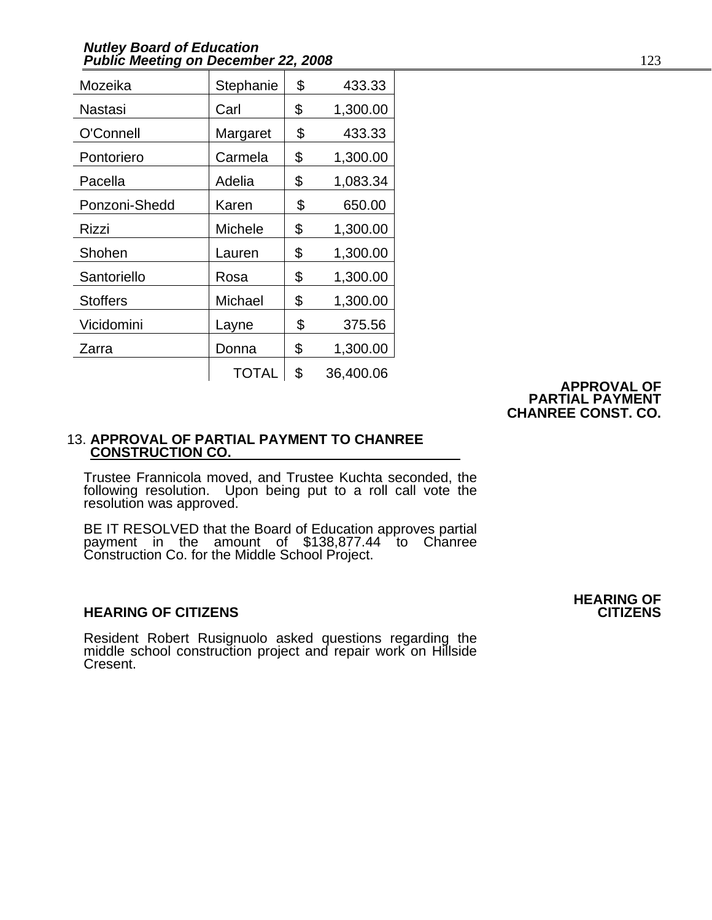| Mozeika | Stephanie | $ 433.33 |
|---|---|---|
| Nastasi | Carl | $ 1,300.00 |
| O'Connell | Margaret | $ 433.33 |
| Pontoriero | Carmela | $ 1,300.00 |
| Pacella | Adelia | $ 1,083.34 |
| Ponzoni-Shedd | Karen | $ 650.00 |
| Rizzi | Michele | $ 1,300.00 |
| Shohen | Lauren | $ 1,300.00 |
| Santoriello | Rosa | $ 1,300.00 |
| Stoffers | Michael | $ 1,300.00 |
| Vicidomini | Layne | $ 375.56 |
| Zarra | Donna | $ 1,300.00 |
| | TOTAL | $ 36,400.06 |

**APPROVAL OF PARTIAL PAYMENT CHANREE CONST. CO.**

13. **APPROVAL OF PARTIAL PAYMENT TO CHANREE CONSTRUCTION CO.**

Trustee Frannicola moved, and Trustee Kuchta seconded, the following resolution. Upon being put to a roll call vote the resolution was approved.

BE IT RESOLVED that the Board of Education approves partial payment in the amount of $138,877.44 to Chanree Construction Co. for the Middle School Project.

**HEARING OF CITIZENS**

**HEARING OF CITIZENS**

Resident Robert Rusignuolo asked questions regarding the middle school construction project and repair work on Hillside Cresent.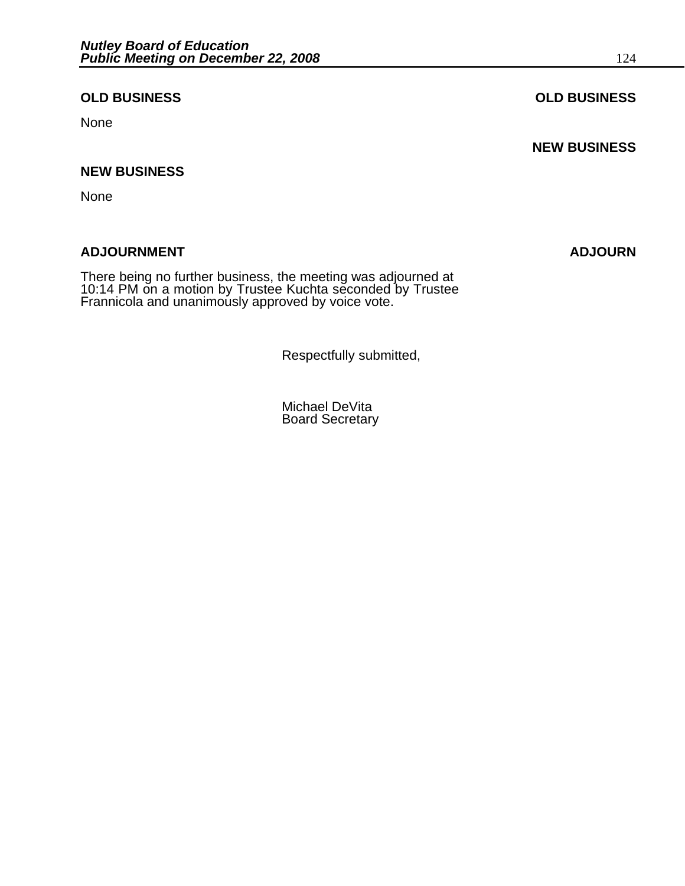**OLD BUSINESS** **OLD BUSINESS**

None

**NEW BUSINESS**

**NEW BUSINESS**

None

**ADJOURNMENT** **ADJOURN**

There being no further business, the meeting was adjourned at 10:14 PM on a motion by Trustee Kuchta seconded by Trustee Frannicola and unanimously approved by voice vote.

Respectfully submitted,

Michael DeVita
Board Secretary